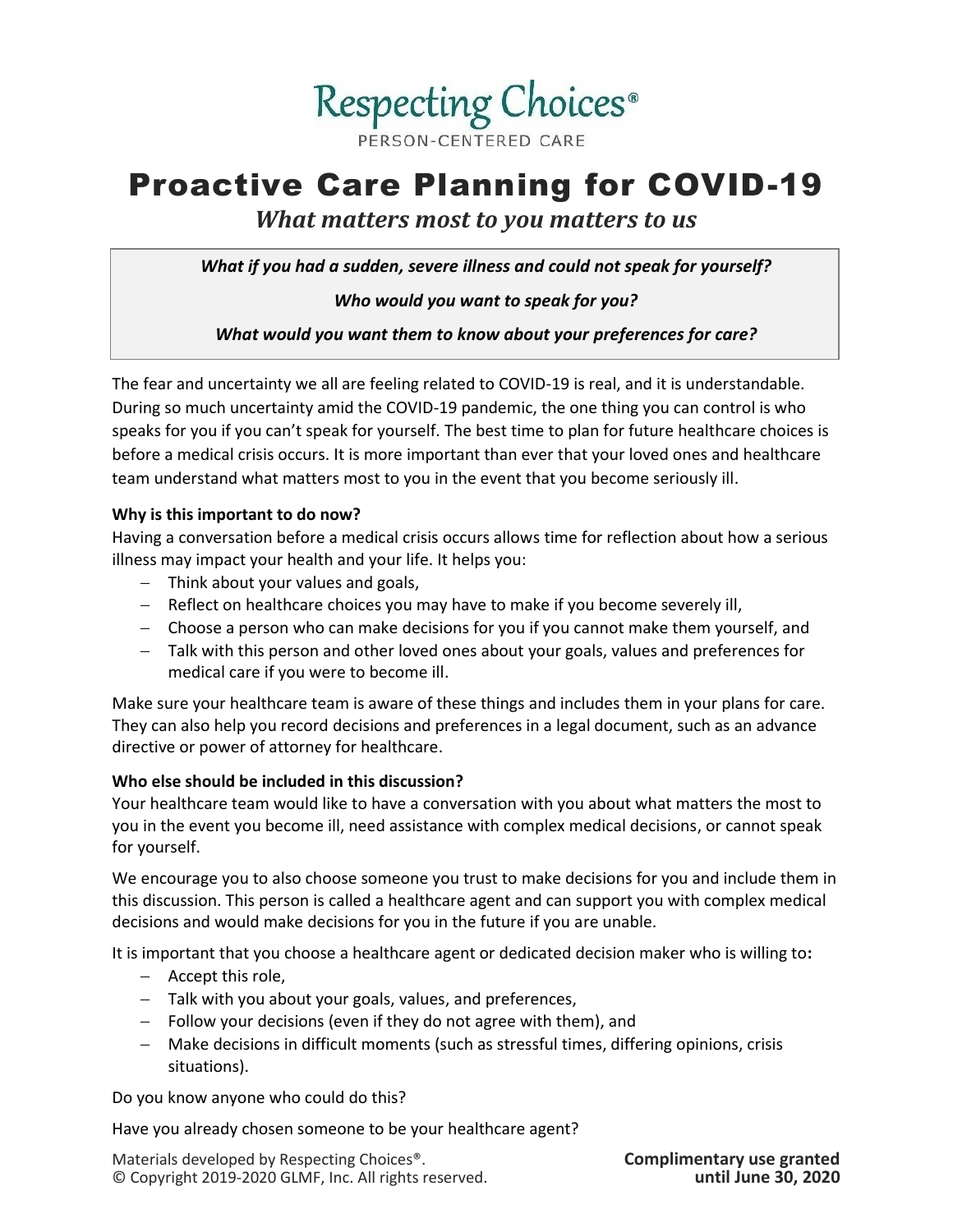Respecting Choices®

PERSON-CENTERED CARE

# Proactive Care Planning for COVID-19

## *What matters most to you matters to us*

> ***What if you had a sudden, severe illness and could not speak for yourself?***
>
> ***Who would you want to speak for you?***
>
> ***What would you want them to know about your preferences for care?***

The fear and uncertainty we all are feeling related to COVID-19 is real, and it is understandable. During so much uncertainty amid the COVID-19 pandemic, the one thing you can control is who speaks for you if you can't speak for yourself. The best time to plan for future healthcare choices is before a medical crisis occurs. It is more important than ever that your loved ones and healthcare team understand what matters most to you in the event that you become seriously ill.

**Why is this important to do now?**

Having a conversation before a medical crisis occurs allows time for reflection about how a serious illness may impact your health and your life. It helps you:

- Think about your values and goals,
- Reflect on healthcare choices you may have to make if you become severely ill,
- Choose a person who can make decisions for you if you cannot make them yourself, and
- Talk with this person and other loved ones about your goals, values and preferences for medical care if you were to become ill.

Make sure your healthcare team is aware of these things and includes them in your plans for care. They can also help you record decisions and preferences in a legal document, such as an advance directive or power of attorney for healthcare.

**Who else should be included in this discussion?**

Your healthcare team would like to have a conversation with you about what matters the most to you in the event you become ill, need assistance with complex medical decisions, or cannot speak for yourself.

We encourage you to also choose someone you trust to make decisions for you and include them in this discussion. This person is called a healthcare agent and can support you with complex medical decisions and would make decisions for you in the future if you are unable.

It is important that you choose a healthcare agent or dedicated decision maker who is willing to**:**

- Accept this role,
- Talk with you about your goals, values, and preferences,
- Follow your decisions (even if they do not agree with them), and
- Make decisions in difficult moments (such as stressful times, differing opinions, crisis situations).

Do you know anyone who could do this?

Have you already chosen someone to be your healthcare agent?

Materials developed by Respecting Choices®.
© Copyright 2019-2020 GLMF, Inc. All rights reserved.

**Complimentary use granted until June 30, 2020**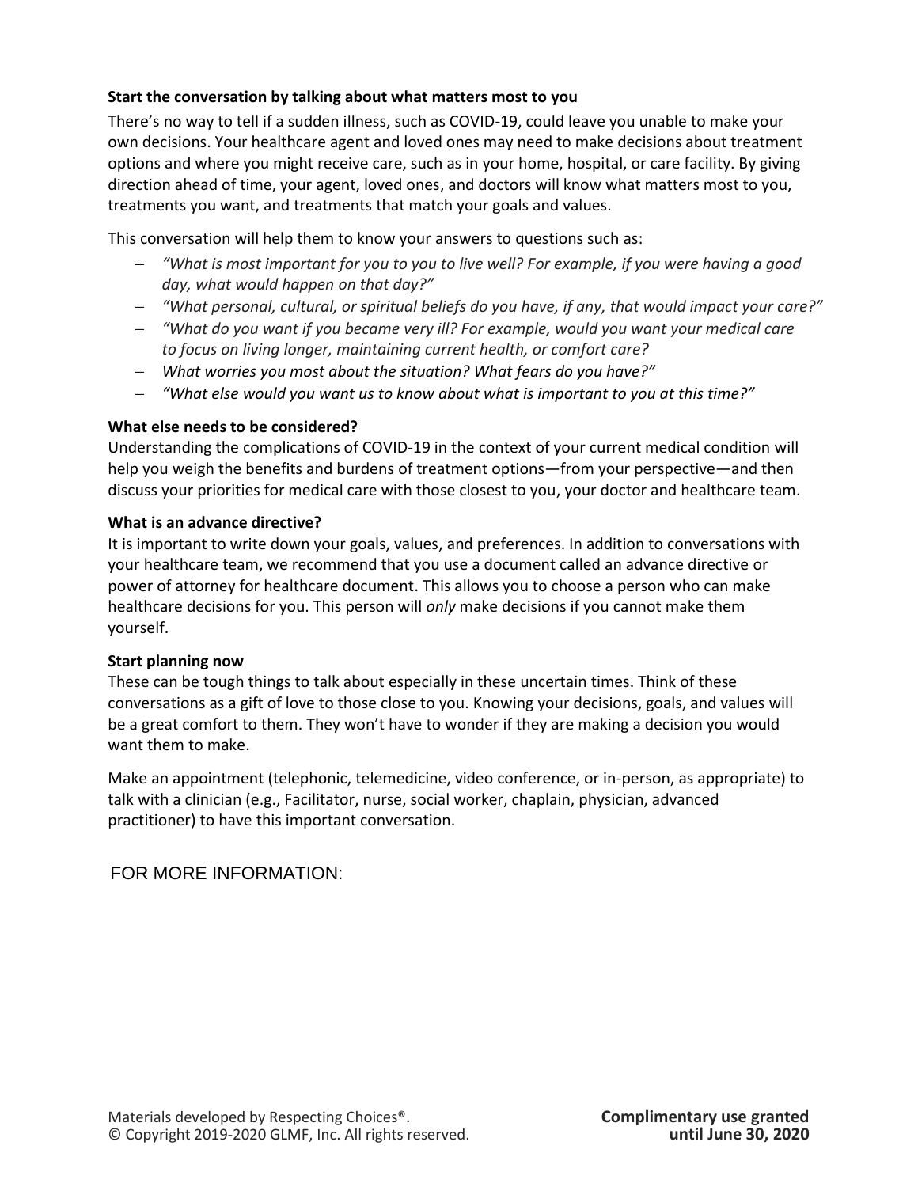**Start the conversation by talking about what matters most to you**

There's no way to tell if a sudden illness, such as COVID-19, could leave you unable to make your own decisions. Your healthcare agent and loved ones may need to make decisions about treatment options and where you might receive care, such as in your home, hospital, or care facility. By giving direction ahead of time, your agent, loved ones, and doctors will know what matters most to you, treatments you want, and treatments that match your goals and values.

This conversation will help them to know your answers to questions such as:

- *"What is most important for you to you to live well? For example, if you were having a good day, what would happen on that day?"*
- *"What personal, cultural, or spiritual beliefs do you have, if any, that would impact your care?"*
- *"What do you want if you became very ill? For example, would you want your medical care to focus on living longer, maintaining current health, or comfort care?*
- *What worries you most about the situation? What fears do you have?"*
- *"What else would you want us to know about what is important to you at this time?"*

**What else needs to be considered?**

Understanding the complications of COVID-19 in the context of your current medical condition will help you weigh the benefits and burdens of treatment options—from your perspective—and then discuss your priorities for medical care with those closest to you, your doctor and healthcare team.

**What is an advance directive?**

It is important to write down your goals, values, and preferences. In addition to conversations with your healthcare team, we recommend that you use a document called an advance directive or power of attorney for healthcare document. This allows you to choose a person who can make healthcare decisions for you. This person will *only* make decisions if you cannot make them yourself.

**Start planning now**

These can be tough things to talk about especially in these uncertain times. Think of these conversations as a gift of love to those close to you. Knowing your decisions, goals, and values will be a great comfort to them. They won't have to wonder if they are making a decision you would want them to make.

Make an appointment (telephonic, telemedicine, video conference, or in-person, as appropriate) to talk with a clinician (e.g., Facilitator, nurse, social worker, chaplain, physician, advanced practitioner) to have this important conversation.

FOR MORE INFORMATION:

Materials developed by Respecting Choices®.
© Copyright 2019-2020 GLMF, Inc. All rights reserved.

**Complimentary use granted until June 30, 2020**